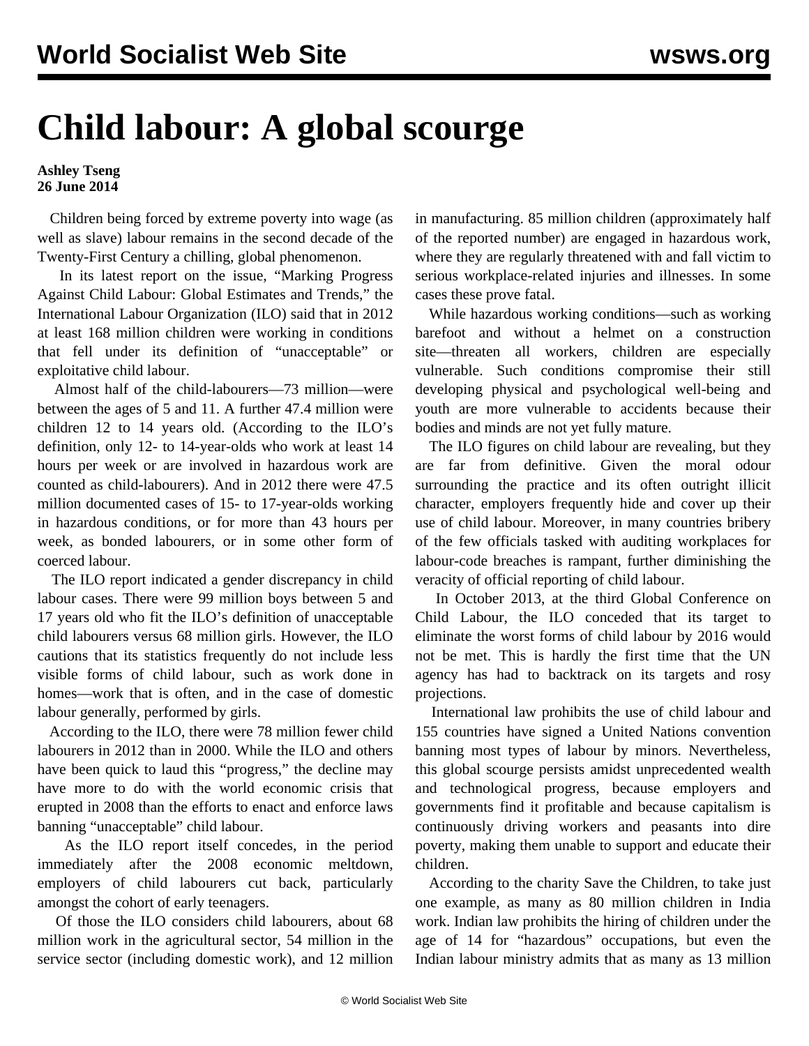# Child labour: A global scourge

**Ashley Tseng**
**26 June 2014**

Children being forced by extreme poverty into wage (as well as slave) labour remains in the second decade of the Twenty-First Century a chilling, global phenomenon.

In its latest report on the issue, "Marking Progress Against Child Labour: Global Estimates and Trends," the International Labour Organization (ILO) said that in 2012 at least 168 million children were working in conditions that fell under its definition of "unacceptable" or exploitative child labour.

Almost half of the child-labourers—73 million—were between the ages of 5 and 11. A further 47.4 million were children 12 to 14 years old. (According to the ILO's definition, only 12- to 14-year-olds who work at least 14 hours per week or are involved in hazardous work are counted as child-labourers). And in 2012 there were 47.5 million documented cases of 15- to 17-year-olds working in hazardous conditions, or for more than 43 hours per week, as bonded labourers, or in some other form of coerced labour.

The ILO report indicated a gender discrepancy in child labour cases. There were 99 million boys between 5 and 17 years old who fit the ILO's definition of unacceptable child labourers versus 68 million girls. However, the ILO cautions that its statistics frequently do not include less visible forms of child labour, such as work done in homes—work that is often, and in the case of domestic labour generally, performed by girls.

According to the ILO, there were 78 million fewer child labourers in 2012 than in 2000. While the ILO and others have been quick to laud this "progress," the decline may have more to do with the world economic crisis that erupted in 2008 than the efforts to enact and enforce laws banning "unacceptable" child labour.

As the ILO report itself concedes, in the period immediately after the 2008 economic meltdown, employers of child labourers cut back, particularly amongst the cohort of early teenagers.

Of those the ILO considers child labourers, about 68 million work in the agricultural sector, 54 million in the service sector (including domestic work), and 12 million in manufacturing. 85 million children (approximately half of the reported number) are engaged in hazardous work, where they are regularly threatened with and fall victim to serious workplace-related injuries and illnesses. In some cases these prove fatal.

While hazardous working conditions—such as working barefoot and without a helmet on a construction site—threaten all workers, children are especially vulnerable. Such conditions compromise their still developing physical and psychological well-being and youth are more vulnerable to accidents because their bodies and minds are not yet fully mature.

The ILO figures on child labour are revealing, but they are far from definitive. Given the moral odour surrounding the practice and its often outright illicit character, employers frequently hide and cover up their use of child labour. Moreover, in many countries bribery of the few officials tasked with auditing workplaces for labour-code breaches is rampant, further diminishing the veracity of official reporting of child labour.

In October 2013, at the third Global Conference on Child Labour, the ILO conceded that its target to eliminate the worst forms of child labour by 2016 would not be met. This is hardly the first time that the UN agency has had to backtrack on its targets and rosy projections.

International law prohibits the use of child labour and 155 countries have signed a United Nations convention banning most types of labour by minors. Nevertheless, this global scourge persists amidst unprecedented wealth and technological progress, because employers and governments find it profitable and because capitalism is continuously driving workers and peasants into dire poverty, making them unable to support and educate their children.

According to the charity Save the Children, to take just one example, as many as 80 million children in India work. Indian law prohibits the hiring of children under the age of 14 for "hazardous" occupations, but even the Indian labour ministry admits that as many as 13 million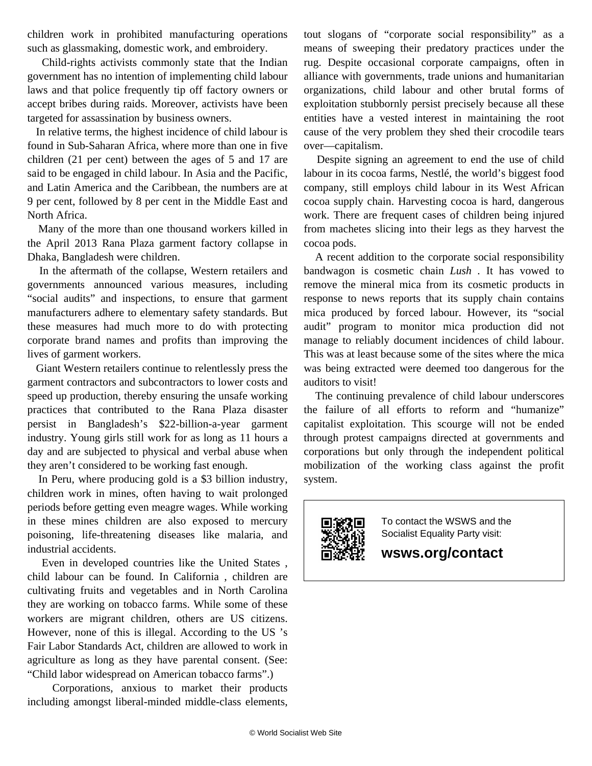children work in prohibited manufacturing operations such as glassmaking, domestic work, and embroidery.

Child-rights activists commonly state that the Indian government has no intention of implementing child labour laws and that police frequently tip off factory owners or accept bribes during raids. Moreover, activists have been targeted for assassination by business owners.

In relative terms, the highest incidence of child labour is found in Sub-Saharan Africa, where more than one in five children (21 per cent) between the ages of 5 and 17 are said to be engaged in child labour. In Asia and the Pacific, and Latin America and the Caribbean, the numbers are at 9 per cent, followed by 8 per cent in the Middle East and North Africa.

Many of the more than one thousand workers killed in the April 2013 Rana Plaza garment factory collapse in Dhaka, Bangladesh were children.

In the aftermath of the collapse, Western retailers and governments announced various measures, including "social audits" and inspections, to ensure that garment manufacturers adhere to elementary safety standards. But these measures had much more to do with protecting corporate brand names and profits than improving the lives of garment workers.

Giant Western retailers continue to relentlessly press the garment contractors and subcontractors to lower costs and speed up production, thereby ensuring the unsafe working practices that contributed to the Rana Plaza disaster persist in Bangladesh's $22-billion-a-year garment industry. Young girls still work for as long as 11 hours a day and are subjected to physical and verbal abuse when they aren't considered to be working fast enough.

In Peru, where producing gold is a $3 billion industry, children work in mines, often having to wait prolonged periods before getting even meagre wages. While working in these mines children are also exposed to mercury poisoning, life-threatening diseases like malaria, and industrial accidents.

Even in developed countries like the United States , child labour can be found. In California , children are cultivating fruits and vegetables and in North Carolina they are working on tobacco farms. While some of these workers are migrant children, others are US citizens. However, none of this is illegal. According to the US 's Fair Labor Standards Act, children are allowed to work in agriculture as long as they have parental consent. (See: "Child labor widespread on American tobacco farms".)

Corporations, anxious to market their products including amongst liberal-minded middle-class elements, tout slogans of "corporate social responsibility" as a means of sweeping their predatory practices under the rug. Despite occasional corporate campaigns, often in alliance with governments, trade unions and humanitarian organizations, child labour and other brutal forms of exploitation stubbornly persist precisely because all these entities have a vested interest in maintaining the root cause of the very problem they shed their crocodile tears over—capitalism.

Despite signing an agreement to end the use of child labour in its cocoa farms, Nestlé, the world's biggest food company, still employs child labour in its West African cocoa supply chain. Harvesting cocoa is hard, dangerous work. There are frequent cases of children being injured from machetes slicing into their legs as they harvest the cocoa pods.

A recent addition to the corporate social responsibility bandwagon is cosmetic chain *Lush* . It has vowed to remove the mineral mica from its cosmetic products in response to news reports that its supply chain contains mica produced by forced labour. However, its "social audit" program to monitor mica production did not manage to reliably document incidences of child labour. This was at least because some of the sites where the mica was being extracted were deemed too dangerous for the auditors to visit!

The continuing prevalence of child labour underscores the failure of all efforts to reform and "humanize" capitalist exploitation. This scourge will not be ended through protest campaigns directed at governments and corporations but only through the independent political mobilization of the working class against the profit system.

To contact the WSWS and the Socialist Equality Party visit:

**wsws.org/contact**